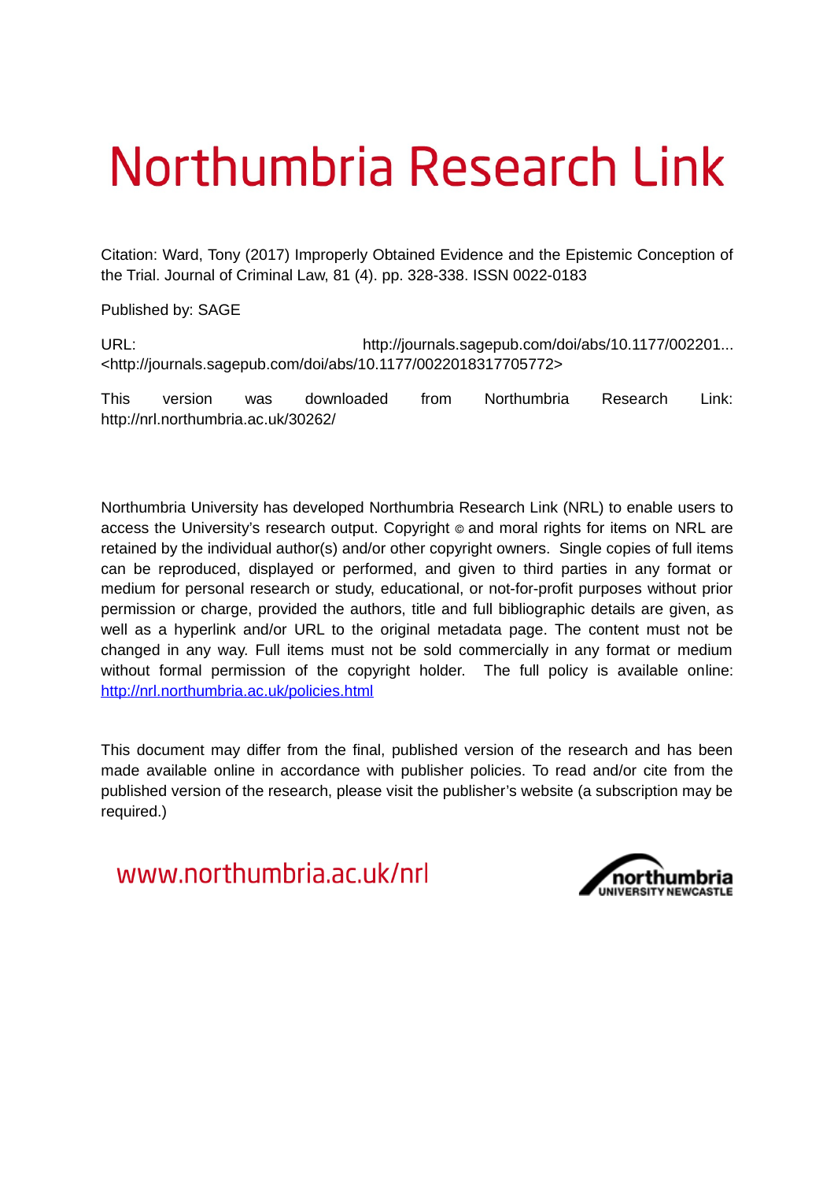# Northumbria Research Link

Citation: Ward, Tony (2017) Improperly Obtained Evidence and the Epistemic Conception of the Trial. Journal of Criminal Law, 81 (4). pp. 328-338. ISSN 0022-0183

Published by: SAGE

URL: http://journals.sagepub.com/doi/abs/10.1177/002201... <http://journals.sagepub.com/doi/abs/10.1177/0022018317705772>

This version was downloaded from Northumbria Research Link: http://nrl.northumbria.ac.uk/30262/

Northumbria University has developed Northumbria Research Link (NRL) to enable users to access the University's research output. Copyright © and moral rights for items on NRL are retained by the individual author(s) and/or other copyright owners. Single copies of full items can be reproduced, displayed or performed, and given to third parties in any format or medium for personal research or study, educational, or not-for-profit purposes without prior permission or charge, provided the authors, title and full bibliographic details are given, as well as a hyperlink and/or URL to the original metadata page. The content must not be changed in any way. Full items must not be sold commercially in any format or medium without formal permission of the copyright holder. The full policy is available online: http://nrl.northumbria.ac.uk/policies.html

This document may differ from the final, published version of the research and has been made available online in accordance with publisher policies. To read and/or cite from the published version of the research, please visit the publisher's website (a subscription may be required.)

www.northumbria.ac.uk/nrl

northumbria UNIVERSITY NEWCASTLE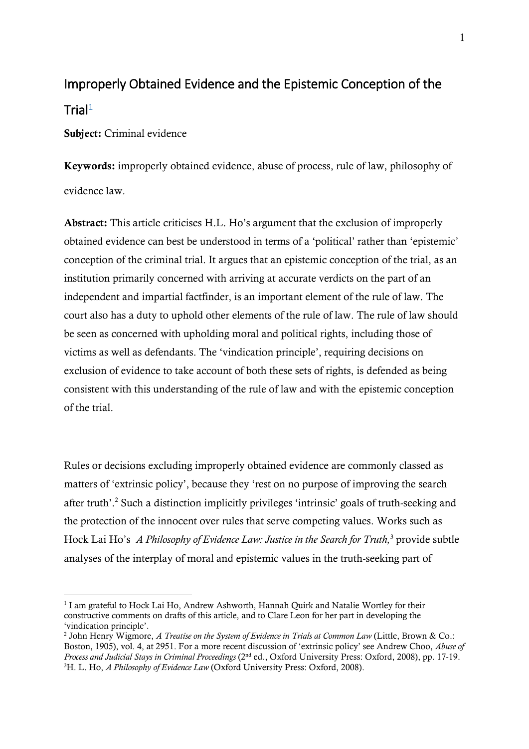# Improperly Obtained Evidence and the Epistemic Conception of the Trial[1]

**Subject:** Criminal evidence

**Keywords:** improperly obtained evidence, abuse of process, rule of law, philosophy of evidence law.

**Abstract:** This article criticises H.L. Ho's argument that the exclusion of improperly obtained evidence can best be understood in terms of a 'political' rather than 'epistemic' conception of the criminal trial. It argues that an epistemic conception of the trial, as an institution primarily concerned with arriving at accurate verdicts on the part of an independent and impartial factfinder, is an important element of the rule of law. The court also has a duty to uphold other elements of the rule of law. The rule of law should be seen as concerned with upholding moral and political rights, including those of victims as well as defendants. The 'vindication principle', requiring decisions on exclusion of evidence to take account of both these sets of rights, is defended as being consistent with this understanding of the rule of law and with the epistemic conception of the trial.

Rules or decisions excluding improperly obtained evidence are commonly classed as matters of 'extrinsic policy', because they 'rest on no purpose of improving the search after truth'.[2] Such a distinction implicitly privileges 'intrinsic' goals of truth-seeking and the protection of the innocent over rules that serve competing values. Works such as Hock Lai Ho's *A Philosophy of Evidence Law: Justice in the Search for Truth,*[3] provide subtle analyses of the interplay of moral and epistemic values in the truth-seeking part of

---

[1] I am grateful to Hock Lai Ho, Andrew Ashworth, Hannah Quirk and Natalie Wortley for their constructive comments on drafts of this article, and to Clare Leon for her part in developing the 'vindication principle'.

[2] John Henry Wigmore, *A Treatise on the System of Evidence in Trials at Common Law* (Little, Brown & Co.: Boston, 1905), vol. 4, at 2951. For a more recent discussion of 'extrinsic policy' see Andrew Choo, *Abuse of Process and Judicial Stays in Criminal Proceedings* (2nd ed., Oxford University Press: Oxford, 2008), pp. 17-19.

[3] H. L. Ho, *A Philosophy of Evidence Law* (Oxford University Press: Oxford, 2008).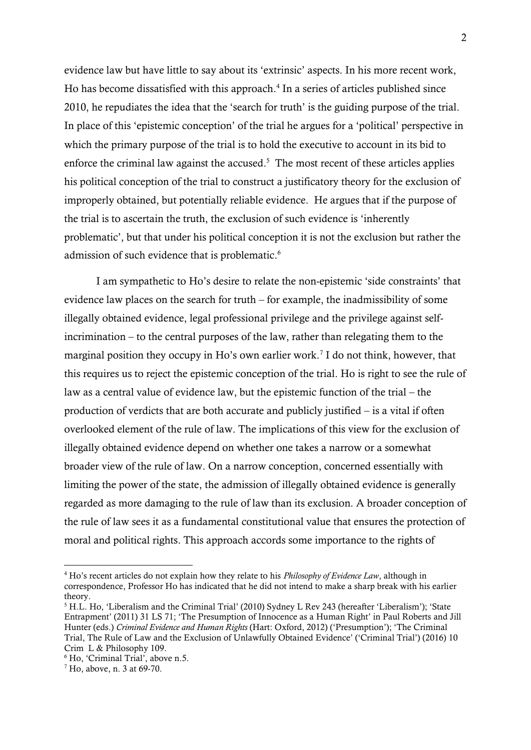evidence law but have little to say about its 'extrinsic' aspects. In his more recent work, Ho has become dissatisfied with this approach.[4] In a series of articles published since 2010, he repudiates the idea that the 'search for truth' is the guiding purpose of the trial. In place of this 'epistemic conception' of the trial he argues for a 'political' perspective in which the primary purpose of the trial is to hold the executive to account in its bid to enforce the criminal law against the accused.[5] The most recent of these articles applies his political conception of the trial to construct a justificatory theory for the exclusion of improperly obtained, but potentially reliable evidence. He argues that if the purpose of the trial is to ascertain the truth, the exclusion of such evidence is 'inherently problematic', but that under his political conception it is not the exclusion but rather the admission of such evidence that is problematic.[6]

I am sympathetic to Ho's desire to relate the non-epistemic 'side constraints' that evidence law places on the search for truth – for example, the inadmissibility of some illegally obtained evidence, legal professional privilege and the privilege against self-incrimination – to the central purposes of the law, rather than relegating them to the marginal position they occupy in Ho's own earlier work.[7] I do not think, however, that this requires us to reject the epistemic conception of the trial. Ho is right to see the rule of law as a central value of evidence law, but the epistemic function of the trial – the production of verdicts that are both accurate and publicly justified – is a vital if often overlooked element of the rule of law. The implications of this view for the exclusion of illegally obtained evidence depend on whether one takes a narrow or a somewhat broader view of the rule of law. On a narrow conception, concerned essentially with limiting the power of the state, the admission of illegally obtained evidence is generally regarded as more damaging to the rule of law than its exclusion. A broader conception of the rule of law sees it as a fundamental constitutional value that ensures the protection of moral and political rights. This approach accords some importance to the rights of

---

[4] Ho's recent articles do not explain how they relate to his *Philosophy of Evidence Law*, although in correspondence, Professor Ho has indicated that he did not intend to make a sharp break with his earlier theory.

[5] H.L. Ho, 'Liberalism and the Criminal Trial' (2010) Sydney L Rev 243 (hereafter 'Liberalism'); 'State Entrapment' (2011) 31 LS 71; 'The Presumption of Innocence as a Human Right' in Paul Roberts and Jill Hunter (eds.) *Criminal Evidence and Human Rights* (Hart: Oxford, 2012) ('Presumption'); 'The Criminal Trial, The Rule of Law and the Exclusion of Unlawfully Obtained Evidence' ('Criminal Trial') (2016) 10 Crim L & Philosophy 109.

[6] Ho, 'Criminal Trial', above n.5.

[7] Ho, above, n. 3 at 69-70.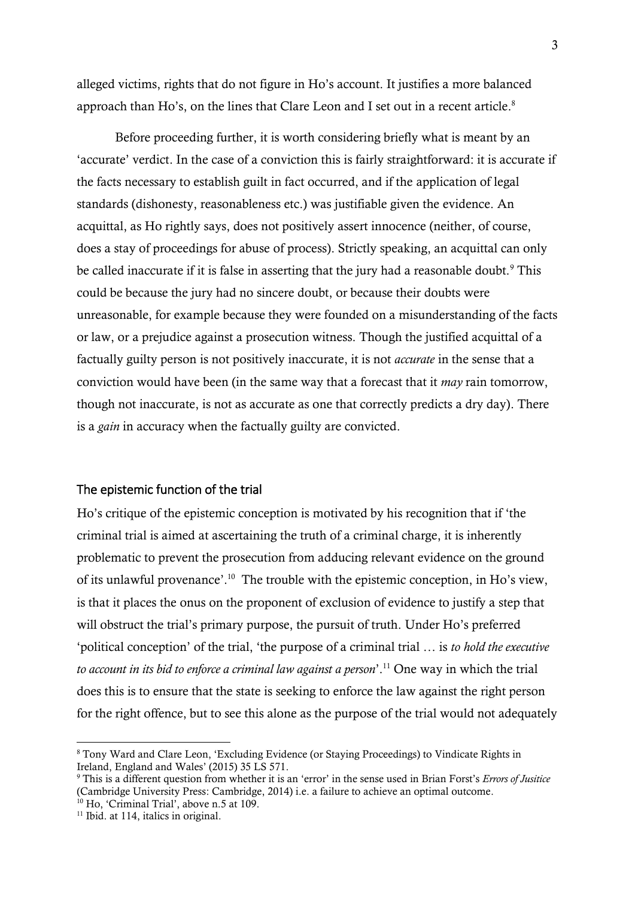alleged victims, rights that do not figure in Ho's account. It justifies a more balanced approach than Ho's, on the lines that Clare Leon and I set out in a recent article.[8]

Before proceeding further, it is worth considering briefly what is meant by an 'accurate' verdict. In the case of a conviction this is fairly straightforward: it is accurate if the facts necessary to establish guilt in fact occurred, and if the application of legal standards (dishonesty, reasonableness etc.) was justifiable given the evidence. An acquittal, as Ho rightly says, does not positively assert innocence (neither, of course, does a stay of proceedings for abuse of process). Strictly speaking, an acquittal can only be called inaccurate if it is false in asserting that the jury had a reasonable doubt.[9] This could be because the jury had no sincere doubt, or because their doubts were unreasonable, for example because they were founded on a misunderstanding of the facts or law, or a prejudice against a prosecution witness. Though the justified acquittal of a factually guilty person is not positively inaccurate, it is not *accurate* in the sense that a conviction would have been (in the same way that a forecast that it *may* rain tomorrow, though not inaccurate, is not as accurate as one that correctly predicts a dry day). There is a *gain* in accuracy when the factually guilty are convicted.

## The epistemic function of the trial

Ho's critique of the epistemic conception is motivated by his recognition that if 'the criminal trial is aimed at ascertaining the truth of a criminal charge, it is inherently problematic to prevent the prosecution from adducing relevant evidence on the ground of its unlawful provenance'.[10] The trouble with the epistemic conception, in Ho's view, is that it places the onus on the proponent of exclusion of evidence to justify a step that will obstruct the trial's primary purpose, the pursuit of truth. Under Ho's preferred 'political conception' of the trial, 'the purpose of a criminal trial … is *to hold the executive to account in its bid to enforce a criminal law against a person*'.[11] One way in which the trial does this is to ensure that the state is seeking to enforce the law against the right person for the right offence, but to see this alone as the purpose of the trial would not adequately

---

[8] Tony Ward and Clare Leon, 'Excluding Evidence (or Staying Proceedings) to Vindicate Rights in Ireland, England and Wales' (2015) 35 LS 571.

[9] This is a different question from whether it is an 'error' in the sense used in Brian Forst's *Errors of Jusitice* (Cambridge University Press: Cambridge, 2014) i.e. a failure to achieve an optimal outcome.

[10] Ho, 'Criminal Trial', above n.5 at 109.

[11] Ibid. at 114, italics in original.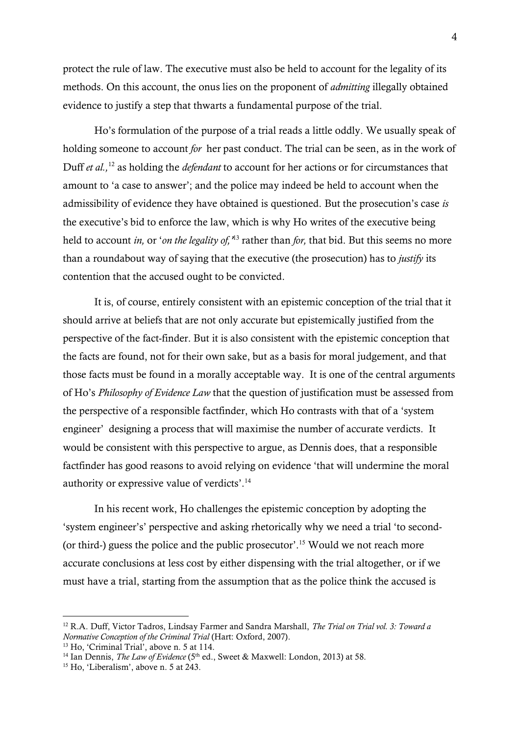protect the rule of law. The executive must also be held to account for the legality of its methods. On this account, the onus lies on the proponent of *admitting* illegally obtained evidence to justify a step that thwarts a fundamental purpose of the trial.

Ho's formulation of the purpose of a trial reads a little oddly. We usually speak of holding someone to account *for* her past conduct. The trial can be seen, as in the work of Duff *et al.,*[12] as holding the *defendant* to account for her actions or for circumstances that amount to 'a case to answer'; and the police may indeed be held to account when the admissibility of evidence they have obtained is questioned. But the prosecution's case *is* the executive's bid to enforce the law, which is why Ho writes of the executive being held to account *in,* or '*on the legality of,*'[13] rather than *for,* that bid. But this seems no more than a roundabout way of saying that the executive (the prosecution) has to *justify* its contention that the accused ought to be convicted.

It is, of course, entirely consistent with an epistemic conception of the trial that it should arrive at beliefs that are not only accurate but epistemically justified from the perspective of the fact-finder. But it is also consistent with the epistemic conception that the facts are found, not for their own sake, but as a basis for moral judgement, and that those facts must be found in a morally acceptable way. It is one of the central arguments of Ho's *Philosophy of Evidence Law* that the question of justification must be assessed from the perspective of a responsible factfinder, which Ho contrasts with that of a 'system engineer' designing a process that will maximise the number of accurate verdicts. It would be consistent with this perspective to argue, as Dennis does, that a responsible factfinder has good reasons to avoid relying on evidence 'that will undermine the moral authority or expressive value of verdicts'.[14]

In his recent work, Ho challenges the epistemic conception by adopting the 'system engineer's' perspective and asking rhetorically why we need a trial 'to second- (or third-) guess the police and the public prosecutor'.[15] Would we not reach more accurate conclusions at less cost by either dispensing with the trial altogether, or if we must have a trial, starting from the assumption that as the police think the accused is

---

[12] R.A. Duff, Victor Tadros, Lindsay Farmer and Sandra Marshall, *The Trial on Trial vol. 3: Toward a Normative Conception of the Criminal Trial* (Hart: Oxford, 2007).

[13] Ho, 'Criminal Trial', above n. 5 at 114.

[14] Ian Dennis, *The Law of Evidence* (5th ed., Sweet & Maxwell: London, 2013) at 58.

[15] Ho, 'Liberalism', above n. 5 at 243.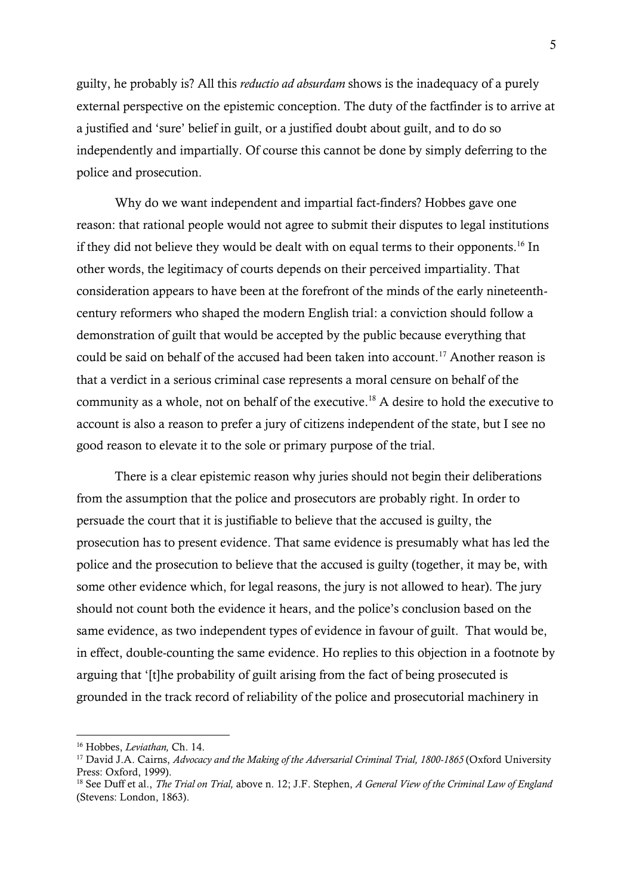guilty, he probably is? All this *reductio ad absurdam* shows is the inadequacy of a purely external perspective on the epistemic conception. The duty of the factfinder is to arrive at a justified and 'sure' belief in guilt, or a justified doubt about guilt, and to do so independently and impartially. Of course this cannot be done by simply deferring to the police and prosecution.

Why do we want independent and impartial fact-finders? Hobbes gave one reason: that rational people would not agree to submit their disputes to legal institutions if they did not believe they would be dealt with on equal terms to their opponents.[16] In other words, the legitimacy of courts depends on their perceived impartiality. That consideration appears to have been at the forefront of the minds of the early nineteenth-century reformers who shaped the modern English trial: a conviction should follow a demonstration of guilt that would be accepted by the public because everything that could be said on behalf of the accused had been taken into account.[17] Another reason is that a verdict in a serious criminal case represents a moral censure on behalf of the community as a whole, not on behalf of the executive.[18] A desire to hold the executive to account is also a reason to prefer a jury of citizens independent of the state, but I see no good reason to elevate it to the sole or primary purpose of the trial.

There is a clear epistemic reason why juries should not begin their deliberations from the assumption that the police and prosecutors are probably right. In order to persuade the court that it is justifiable to believe that the accused is guilty, the prosecution has to present evidence. That same evidence is presumably what has led the police and the prosecution to believe that the accused is guilty (together, it may be, with some other evidence which, for legal reasons, the jury is not allowed to hear). The jury should not count both the evidence it hears, and the police's conclusion based on the same evidence, as two independent types of evidence in favour of guilt. That would be, in effect, double-counting the same evidence. Ho replies to this objection in a footnote by arguing that '[t]he probability of guilt arising from the fact of being prosecuted is grounded in the track record of reliability of the police and prosecutorial machinery in

---

[16] Hobbes, *Leviathan,* Ch. 14.

[17] David J.A. Cairns, *Advocacy and the Making of the Adversarial Criminal Trial, 1800-1865* (Oxford University Press: Oxford, 1999).

[18] See Duff et al., *The Trial on Trial,* above n. 12; J.F. Stephen, *A General View of the Criminal Law of England* (Stevens: London, 1863).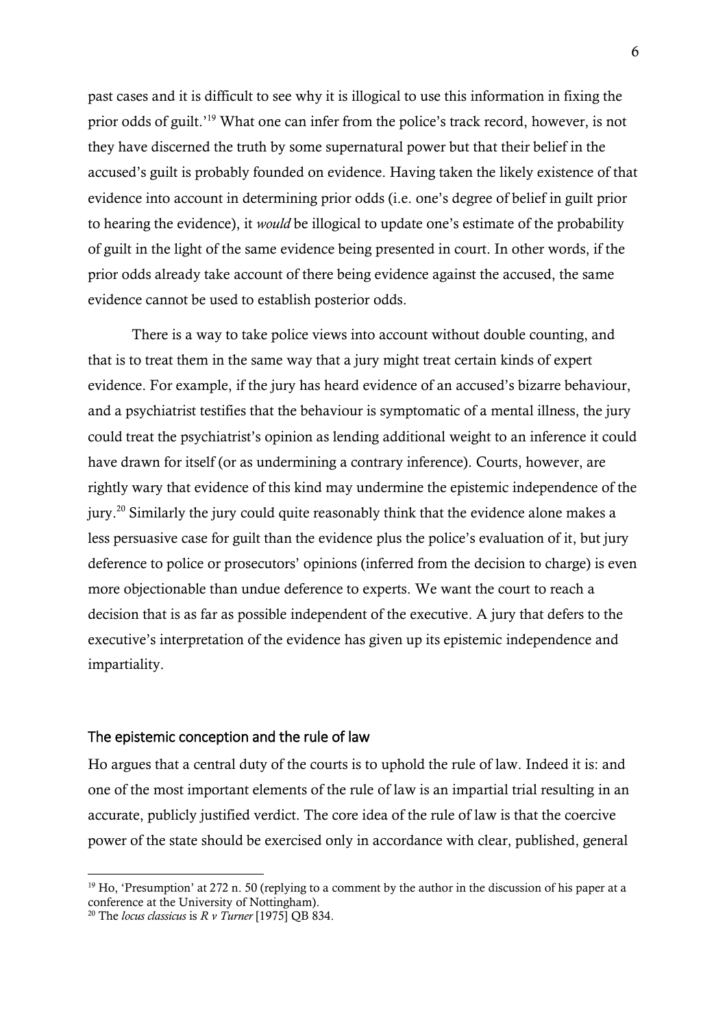past cases and it is difficult to see why it is illogical to use this information in fixing the prior odds of guilt.'[19] What one can infer from the police's track record, however, is not they have discerned the truth by some supernatural power but that their belief in the accused's guilt is probably founded on evidence. Having taken the likely existence of that evidence into account in determining prior odds (i.e. one's degree of belief in guilt prior to hearing the evidence), it *would* be illogical to update one's estimate of the probability of guilt in the light of the same evidence being presented in court. In other words, if the prior odds already take account of there being evidence against the accused, the same evidence cannot be used to establish posterior odds.

There is a way to take police views into account without double counting, and that is to treat them in the same way that a jury might treat certain kinds of expert evidence. For example, if the jury has heard evidence of an accused's bizarre behaviour, and a psychiatrist testifies that the behaviour is symptomatic of a mental illness, the jury could treat the psychiatrist's opinion as lending additional weight to an inference it could have drawn for itself (or as undermining a contrary inference). Courts, however, are rightly wary that evidence of this kind may undermine the epistemic independence of the jury.[20] Similarly the jury could quite reasonably think that the evidence alone makes a less persuasive case for guilt than the evidence plus the police's evaluation of it, but jury deference to police or prosecutors' opinions (inferred from the decision to charge) is even more objectionable than undue deference to experts. We want the court to reach a decision that is as far as possible independent of the executive. A jury that defers to the executive's interpretation of the evidence has given up its epistemic independence and impartiality.

## The epistemic conception and the rule of law

Ho argues that a central duty of the courts is to uphold the rule of law. Indeed it is: and one of the most important elements of the rule of law is an impartial trial resulting in an accurate, publicly justified verdict. The core idea of the rule of law is that the coercive power of the state should be exercised only in accordance with clear, published, general

[19] Ho, 'Presumption' at 272 n. 50 (replying to a comment by the author in the discussion of his paper at a conference at the University of Nottingham).

[20] The *locus classicus* is *R v Turner* [1975] QB 834.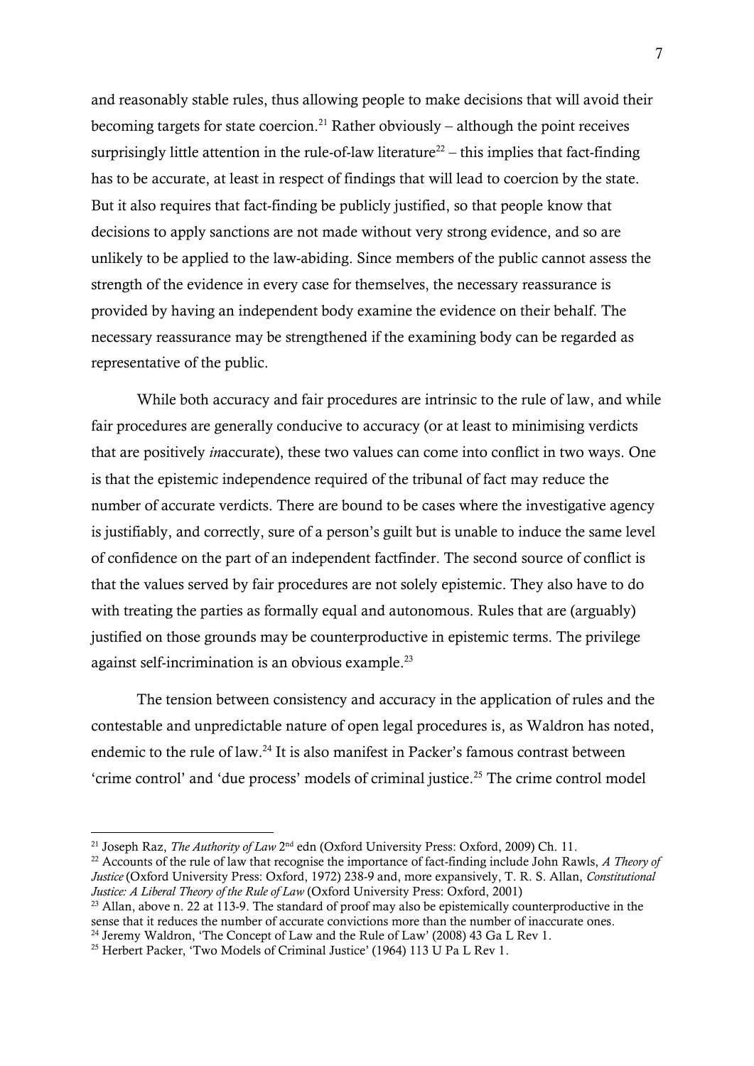and reasonably stable rules, thus allowing people to make decisions that will avoid their becoming targets for state coercion.[21] Rather obviously – although the point receives surprisingly little attention in the rule-of-law literature[22] – this implies that fact-finding has to be accurate, at least in respect of findings that will lead to coercion by the state. But it also requires that fact-finding be publicly justified, so that people know that decisions to apply sanctions are not made without very strong evidence, and so are unlikely to be applied to the law-abiding. Since members of the public cannot assess the strength of the evidence in every case for themselves, the necessary reassurance is provided by having an independent body examine the evidence on their behalf. The necessary reassurance may be strengthened if the examining body can be regarded as representative of the public.

While both accuracy and fair procedures are intrinsic to the rule of law, and while fair procedures are generally conducive to accuracy (or at least to minimising verdicts that are positively *in*accurate), these two values can come into conflict in two ways. One is that the epistemic independence required of the tribunal of fact may reduce the number of accurate verdicts. There are bound to be cases where the investigative agency is justifiably, and correctly, sure of a person's guilt but is unable to induce the same level of confidence on the part of an independent factfinder. The second source of conflict is that the values served by fair procedures are not solely epistemic. They also have to do with treating the parties as formally equal and autonomous. Rules that are (arguably) justified on those grounds may be counterproductive in epistemic terms. The privilege against self-incrimination is an obvious example.[23]

The tension between consistency and accuracy in the application of rules and the contestable and unpredictable nature of open legal procedures is, as Waldron has noted, endemic to the rule of law.[24] It is also manifest in Packer's famous contrast between 'crime control' and 'due process' models of criminal justice.[25] The crime control model

---

[21] Joseph Raz, *The Authority of Law* 2nd edn (Oxford University Press: Oxford, 2009) Ch. 11.

[22] Accounts of the rule of law that recognise the importance of fact-finding include John Rawls, *A Theory of Justice* (Oxford University Press: Oxford, 1972) 238-9 and, more expansively, T. R. S. Allan, *Constitutional Justice: A Liberal Theory of the Rule of Law* (Oxford University Press: Oxford, 2001)

[23] Allan, above n. 22 at 113-9. The standard of proof may also be epistemically counterproductive in the sense that it reduces the number of accurate convictions more than the number of inaccurate ones.

[24] Jeremy Waldron, 'The Concept of Law and the Rule of Law' (2008) 43 Ga L Rev 1.

[25] Herbert Packer, 'Two Models of Criminal Justice' (1964) 113 U Pa L Rev 1.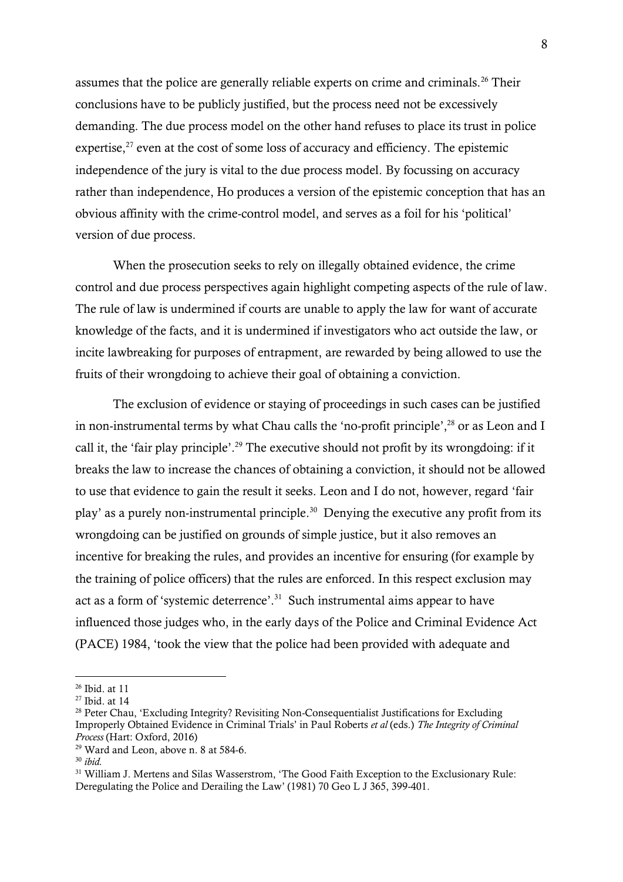assumes that the police are generally reliable experts on crime and criminals.[26] Their conclusions have to be publicly justified, but the process need not be excessively demanding. The due process model on the other hand refuses to place its trust in police expertise,[27] even at the cost of some loss of accuracy and efficiency. The epistemic independence of the jury is vital to the due process model. By focussing on accuracy rather than independence, Ho produces a version of the epistemic conception that has an obvious affinity with the crime-control model, and serves as a foil for his 'political' version of due process.

When the prosecution seeks to rely on illegally obtained evidence, the crime control and due process perspectives again highlight competing aspects of the rule of law. The rule of law is undermined if courts are unable to apply the law for want of accurate knowledge of the facts, and it is undermined if investigators who act outside the law, or incite lawbreaking for purposes of entrapment, are rewarded by being allowed to use the fruits of their wrongdoing to achieve their goal of obtaining a conviction.

The exclusion of evidence or staying of proceedings in such cases can be justified in non-instrumental terms by what Chau calls the 'no-profit principle',[28] or as Leon and I call it, the 'fair play principle'.[29] The executive should not profit by its wrongdoing: if it breaks the law to increase the chances of obtaining a conviction, it should not be allowed to use that evidence to gain the result it seeks. Leon and I do not, however, regard 'fair play' as a purely non-instrumental principle.[30] Denying the executive any profit from its wrongdoing can be justified on grounds of simple justice, but it also removes an incentive for breaking the rules, and provides an incentive for ensuring (for example by the training of police officers) that the rules are enforced. In this respect exclusion may act as a form of 'systemic deterrence'.[31] Such instrumental aims appear to have influenced those judges who, in the early days of the Police and Criminal Evidence Act (PACE) 1984, 'took the view that the police had been provided with adequate and

---

[26] Ibid. at 11

[27] Ibid. at 14

[28] Peter Chau, 'Excluding Integrity? Revisiting Non-Consequentialist Justifications for Excluding Improperly Obtained Evidence in Criminal Trials' in Paul Roberts *et al* (eds.) *The Integrity of Criminal Process* (Hart: Oxford, 2016)

[29] Ward and Leon, above n. 8 at 584-6.

[30] *ibid.*

[31] William J. Mertens and Silas Wasserstrom, 'The Good Faith Exception to the Exclusionary Rule: Deregulating the Police and Derailing the Law' (1981) 70 Geo L J 365, 399-401.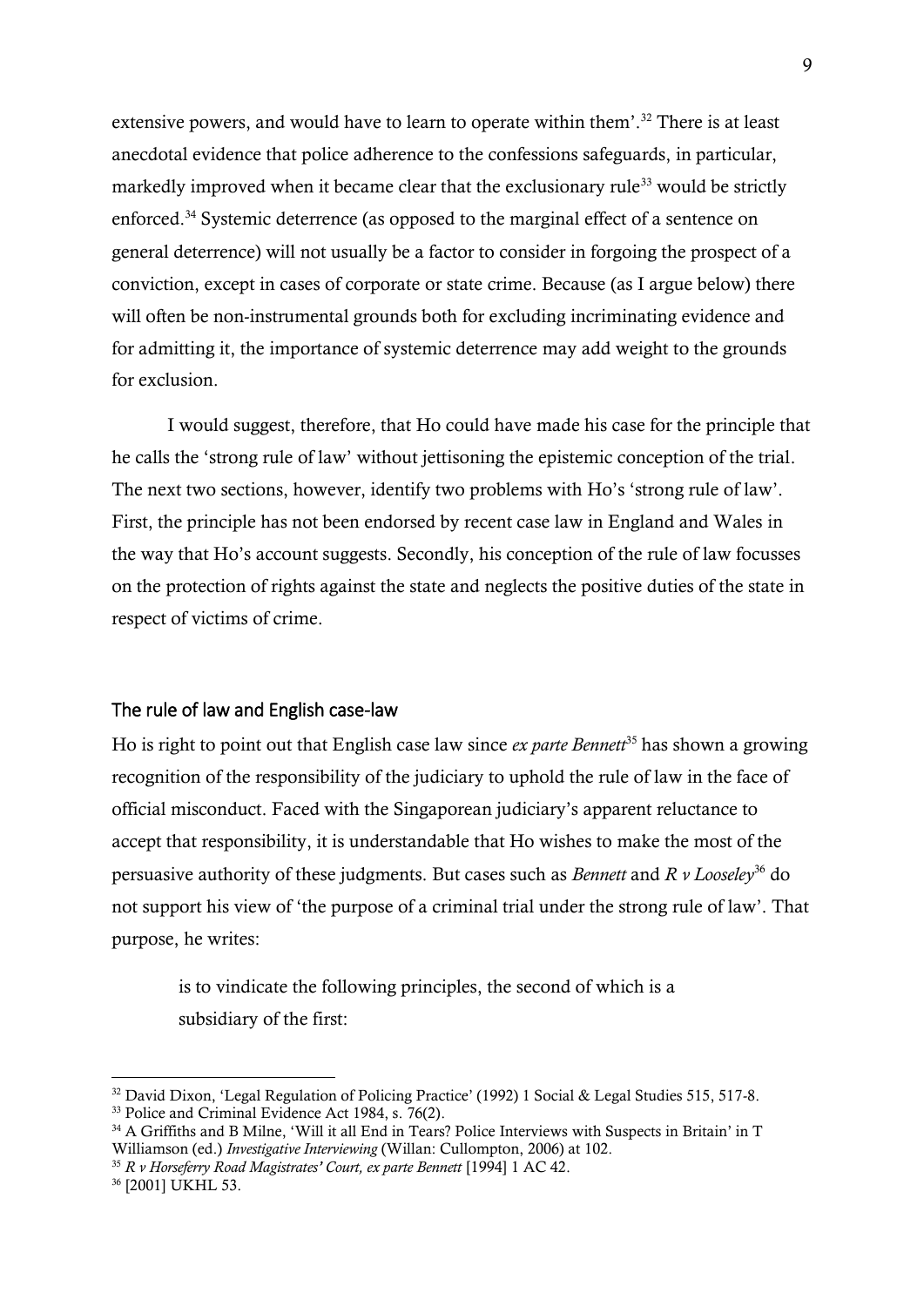extensive powers, and would have to learn to operate within them'.[32] There is at least anecdotal evidence that police adherence to the confessions safeguards, in particular, markedly improved when it became clear that the exclusionary rule[33] would be strictly enforced.[34] Systemic deterrence (as opposed to the marginal effect of a sentence on general deterrence) will not usually be a factor to consider in forgoing the prospect of a conviction, except in cases of corporate or state crime. Because (as I argue below) there will often be non-instrumental grounds both for excluding incriminating evidence and for admitting it, the importance of systemic deterrence may add weight to the grounds for exclusion.

I would suggest, therefore, that Ho could have made his case for the principle that he calls the 'strong rule of law' without jettisoning the epistemic conception of the trial. The next two sections, however, identify two problems with Ho's 'strong rule of law'. First, the principle has not been endorsed by recent case law in England and Wales in the way that Ho's account suggests. Secondly, his conception of the rule of law focusses on the protection of rights against the state and neglects the positive duties of the state in respect of victims of crime.

## The rule of law and English case-law

Ho is right to point out that English case law since *ex parte Bennett*[35] has shown a growing recognition of the responsibility of the judiciary to uphold the rule of law in the face of official misconduct. Faced with the Singaporean judiciary's apparent reluctance to accept that responsibility, it is understandable that Ho wishes to make the most of the persuasive authority of these judgments. But cases such as *Bennett* and *R v Looseley*[36] do not support his view of 'the purpose of a criminal trial under the strong rule of law'. That purpose, he writes:

> is to vindicate the following principles, the second of which is a subsidiary of the first:

---

[32] David Dixon, 'Legal Regulation of Policing Practice' (1992) 1 Social & Legal Studies 515, 517-8.

[33] Police and Criminal Evidence Act 1984, s. 76(2).

[34] A Griffiths and B Milne, 'Will it all End in Tears? Police Interviews with Suspects in Britain' in T Williamson (ed.) *Investigative Interviewing* (Willan: Cullompton, 2006) at 102.

[35] *R v Horseferry Road Magistrates' Court, ex parte Bennett* [1994] 1 AC 42.

[36] [2001] UKHL 53.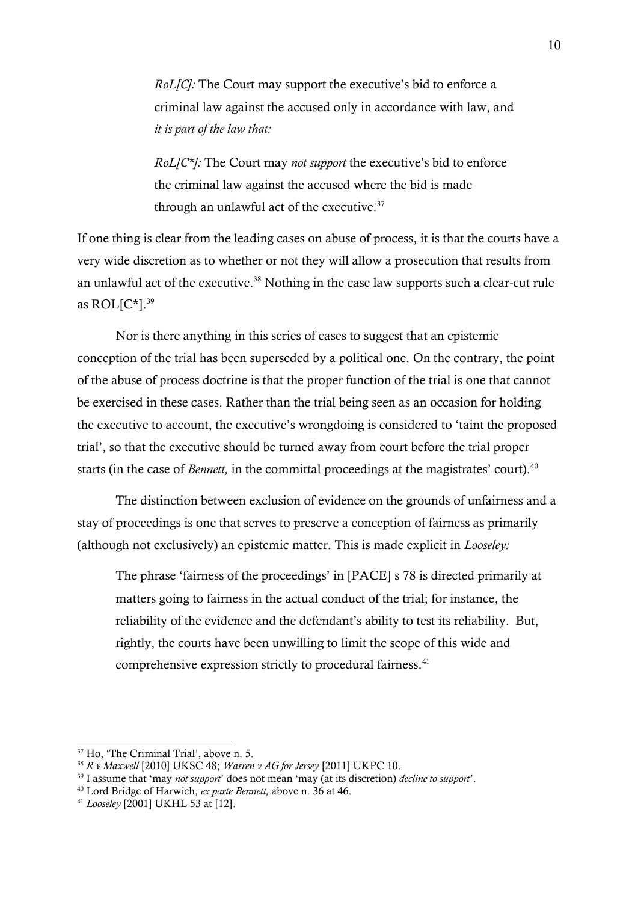> *RoL[C]:* The Court may support the executive's bid to enforce a criminal law against the accused only in accordance with law, and *it is part of the law that:*
>
> > *RoL[C\*]:* The Court may *not support* the executive's bid to enforce the criminal law against the accused where the bid is made through an unlawful act of the executive.[37]

If one thing is clear from the leading cases on abuse of process, it is that the courts have a very wide discretion as to whether or not they will allow a prosecution that results from an unlawful act of the executive.[38] Nothing in the case law supports such a clear-cut rule as ROL[C*].[39]

Nor is there anything in this series of cases to suggest that an epistemic conception of the trial has been superseded by a political one. On the contrary, the point of the abuse of process doctrine is that the proper function of the trial is one that cannot be exercised in these cases. Rather than the trial being seen as an occasion for holding the executive to account, the executive's wrongdoing is considered to 'taint the proposed trial', so that the executive should be turned away from court before the trial proper starts (in the case of *Bennett,* in the committal proceedings at the magistrates' court).[40]

The distinction between exclusion of evidence on the grounds of unfairness and a stay of proceedings is one that serves to preserve a conception of fairness as primarily (although not exclusively) an epistemic matter. This is made explicit in *Looseley:*

> The phrase 'fairness of the proceedings' in [PACE] s 78 is directed primarily at matters going to fairness in the actual conduct of the trial; for instance, the reliability of the evidence and the defendant's ability to test its reliability. But, rightly, the courts have been unwilling to limit the scope of this wide and comprehensive expression strictly to procedural fairness.[41]

---

[37] Ho, 'The Criminal Trial', above n. 5.

[38] *R v Maxwell* [2010] UKSC 48; *Warren v AG for Jersey* [2011] UKPC 10.

[39] I assume that 'may *not support*' does not mean 'may (at its discretion) *decline to support*'.

[40] Lord Bridge of Harwich, *ex parte Bennett,* above n. 36 at 46.

[41] *Looseley* [2001] UKHL 53 at [12].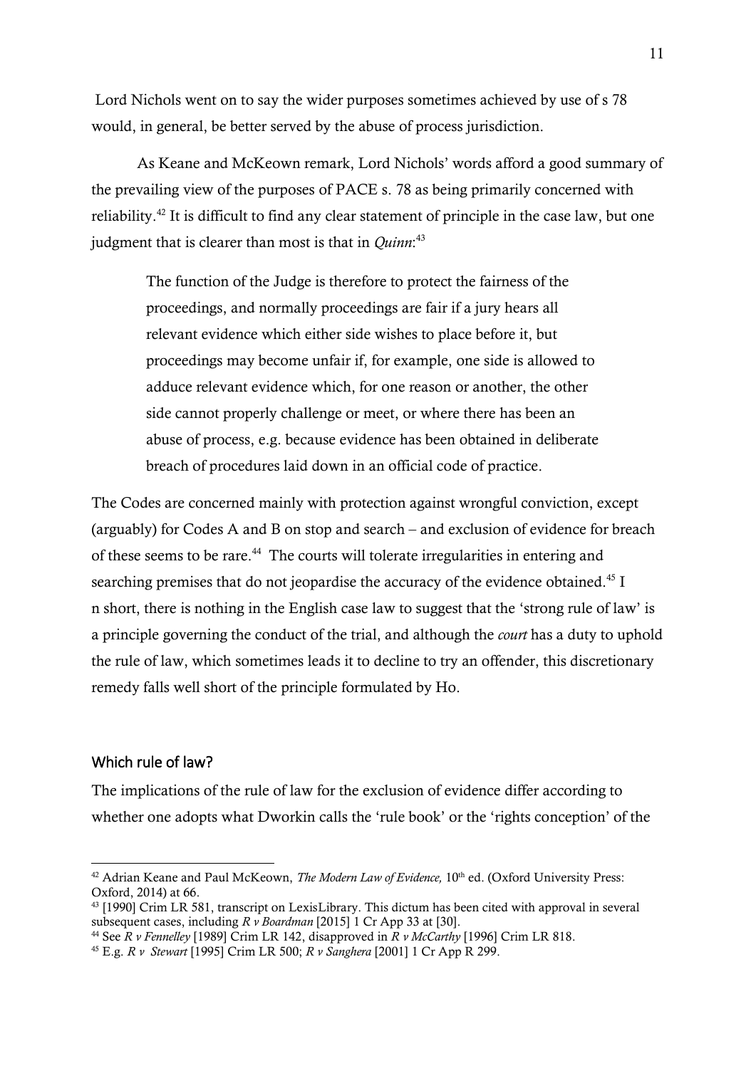Lord Nichols went on to say the wider purposes sometimes achieved by use of s 78 would, in general, be better served by the abuse of process jurisdiction.

As Keane and McKeown remark, Lord Nichols' words afford a good summary of the prevailing view of the purposes of PACE s. 78 as being primarily concerned with reliability.[42] It is difficult to find any clear statement of principle in the case law, but one judgment that is clearer than most is that in *Quinn*:[43]

> The function of the Judge is therefore to protect the fairness of the proceedings, and normally proceedings are fair if a jury hears all relevant evidence which either side wishes to place before it, but proceedings may become unfair if, for example, one side is allowed to adduce relevant evidence which, for one reason or another, the other side cannot properly challenge or meet, or where there has been an abuse of process, e.g. because evidence has been obtained in deliberate breach of procedures laid down in an official code of practice.

The Codes are concerned mainly with protection against wrongful conviction, except (arguably) for Codes A and B on stop and search – and exclusion of evidence for breach of these seems to be rare.[44] The courts will tolerate irregularities in entering and searching premises that do not jeopardise the accuracy of the evidence obtained.[45] I n short, there is nothing in the English case law to suggest that the 'strong rule of law' is a principle governing the conduct of the trial, and although the *court* has a duty to uphold the rule of law, which sometimes leads it to decline to try an offender, this discretionary remedy falls well short of the principle formulated by Ho.

## Which rule of law?

The implications of the rule of law for the exclusion of evidence differ according to whether one adopts what Dworkin calls the 'rule book' or the 'rights conception' of the

---

[42] Adrian Keane and Paul McKeown, *The Modern Law of Evidence,* 10th ed. (Oxford University Press: Oxford, 2014) at 66.

[43] [1990] Crim LR 581, transcript on LexisLibrary. This dictum has been cited with approval in several subsequent cases, including *R v Boardman* [2015] 1 Cr App 33 at [30].

[44] See *R v Fennelley* [1989] Crim LR 142, disapproved in *R v McCarthy* [1996] Crim LR 818.

[45] E.g. *R v Stewart* [1995] Crim LR 500; *R v Sanghera* [2001] 1 Cr App R 299.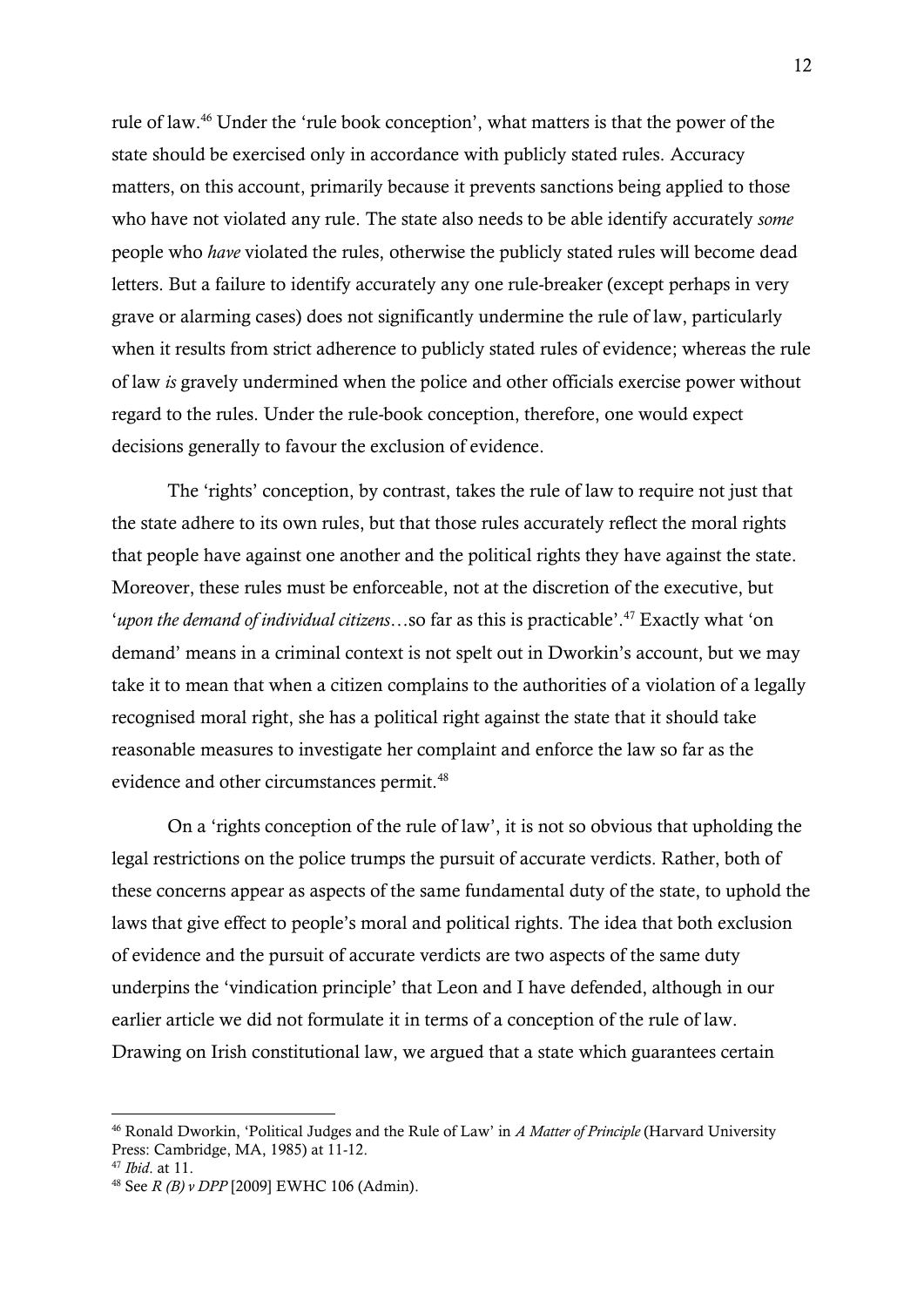rule of law.[46] Under the 'rule book conception', what matters is that the power of the state should be exercised only in accordance with publicly stated rules. Accuracy matters, on this account, primarily because it prevents sanctions being applied to those who have not violated any rule. The state also needs to be able identify accurately *some* people who *have* violated the rules, otherwise the publicly stated rules will become dead letters. But a failure to identify accurately any one rule-breaker (except perhaps in very grave or alarming cases) does not significantly undermine the rule of law, particularly when it results from strict adherence to publicly stated rules of evidence; whereas the rule of law *is* gravely undermined when the police and other officials exercise power without regard to the rules. Under the rule-book conception, therefore, one would expect decisions generally to favour the exclusion of evidence.

The 'rights' conception, by contrast, takes the rule of law to require not just that the state adhere to its own rules, but that those rules accurately reflect the moral rights that people have against one another and the political rights they have against the state. Moreover, these rules must be enforceable, not at the discretion of the executive, but '*upon the demand of individual citizens*…so far as this is practicable'.[47] Exactly what 'on demand' means in a criminal context is not spelt out in Dworkin's account, but we may take it to mean that when a citizen complains to the authorities of a violation of a legally recognised moral right, she has a political right against the state that it should take reasonable measures to investigate her complaint and enforce the law so far as the evidence and other circumstances permit.[48]

On a 'rights conception of the rule of law', it is not so obvious that upholding the legal restrictions on the police trumps the pursuit of accurate verdicts. Rather, both of these concerns appear as aspects of the same fundamental duty of the state, to uphold the laws that give effect to people's moral and political rights. The idea that both exclusion of evidence and the pursuit of accurate verdicts are two aspects of the same duty underpins the 'vindication principle' that Leon and I have defended, although in our earlier article we did not formulate it in terms of a conception of the rule of law. Drawing on Irish constitutional law, we argued that a state which guarantees certain

---

[46] Ronald Dworkin, 'Political Judges and the Rule of Law' in *A Matter of Principle* (Harvard University Press: Cambridge, MA, 1985) at 11-12.

[47] *Ibid*. at 11.

[48] See *R (B) v DPP* [2009] EWHC 106 (Admin).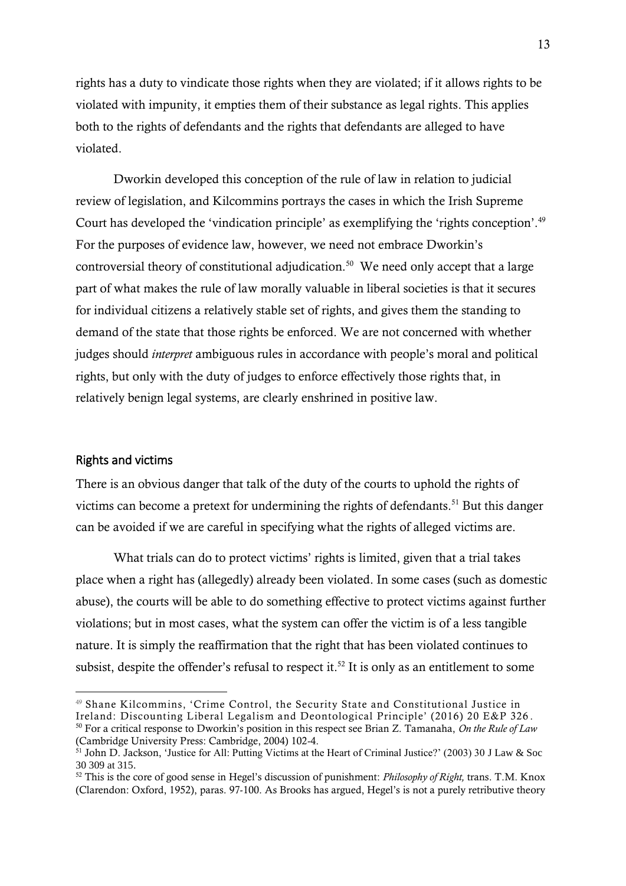rights has a duty to vindicate those rights when they are violated; if it allows rights to be violated with impunity, it empties them of their substance as legal rights. This applies both to the rights of defendants and the rights that defendants are alleged to have violated.

Dworkin developed this conception of the rule of law in relation to judicial review of legislation, and Kilcommins portrays the cases in which the Irish Supreme Court has developed the 'vindication principle' as exemplifying the 'rights conception'.[49] For the purposes of evidence law, however, we need not embrace Dworkin's controversial theory of constitutional adjudication.[50] We need only accept that a large part of what makes the rule of law morally valuable in liberal societies is that it secures for individual citizens a relatively stable set of rights, and gives them the standing to demand of the state that those rights be enforced. We are not concerned with whether judges should *interpret* ambiguous rules in accordance with people's moral and political rights, but only with the duty of judges to enforce effectively those rights that, in relatively benign legal systems, are clearly enshrined in positive law.

## Rights and victims

There is an obvious danger that talk of the duty of the courts to uphold the rights of victims can become a pretext for undermining the rights of defendants.[51] But this danger can be avoided if we are careful in specifying what the rights of alleged victims are.

What trials can do to protect victims' rights is limited, given that a trial takes place when a right has (allegedly) already been violated. In some cases (such as domestic abuse), the courts will be able to do something effective to protect victims against further violations; but in most cases, what the system can offer the victim is of a less tangible nature. It is simply the reaffirmation that the right that has been violated continues to subsist, despite the offender's refusal to respect it.[52] It is only as an entitlement to some

---

[49] Shane Kilcommins, 'Crime Control, the Security State and Constitutional Justice in Ireland: Discounting Liberal Legalism and Deontological Principle' (2016) 20 E&P 326.

[50] For a critical response to Dworkin's position in this respect see Brian Z. Tamanaha, *On the Rule of Law* (Cambridge University Press: Cambridge, 2004) 102-4.

[51] John D. Jackson, 'Justice for All: Putting Victims at the Heart of Criminal Justice?' (2003) 30 J Law & Soc 30 309 at 315.

[52] This is the core of good sense in Hegel's discussion of punishment: *Philosophy of Right,* trans. T.M. Knox (Clarendon: Oxford, 1952), paras. 97-100. As Brooks has argued, Hegel's is not a purely retributive theory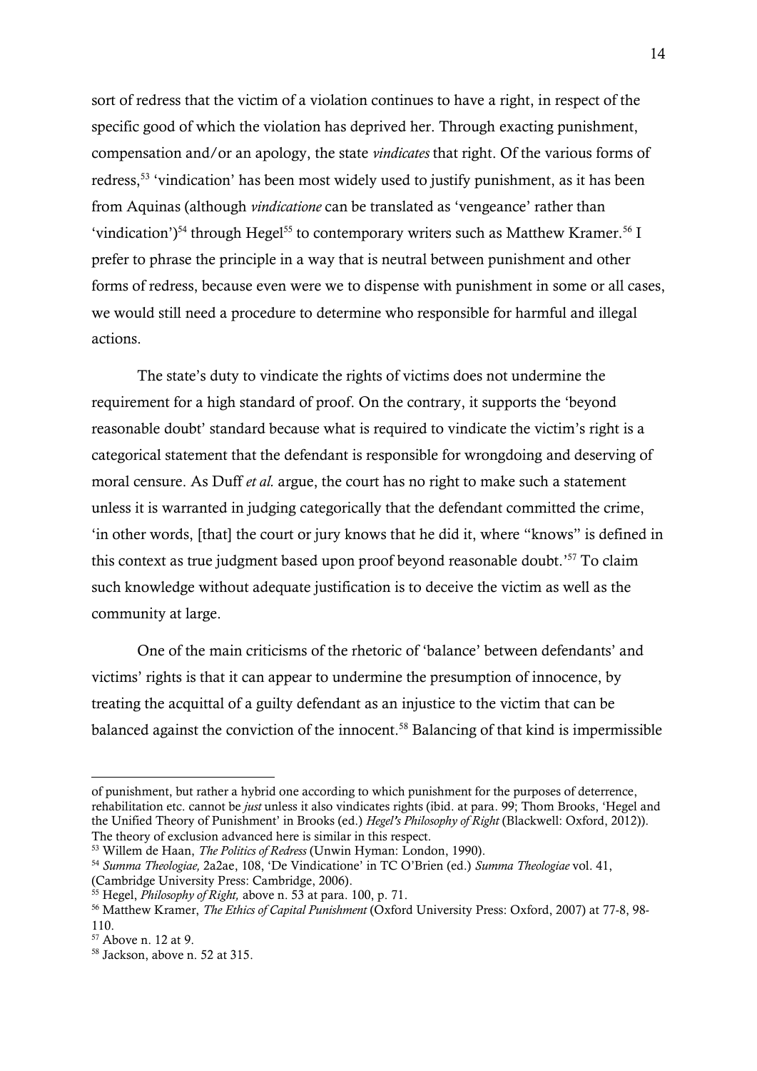sort of redress that the victim of a violation continues to have a right, in respect of the specific good of which the violation has deprived her. Through exacting punishment, compensation and/or an apology, the state *vindicates* that right. Of the various forms of redress,[53] 'vindication' has been most widely used to justify punishment, as it has been from Aquinas (although *vindicatione* can be translated as 'vengeance' rather than 'vindication')[54] through Hegel[55] to contemporary writers such as Matthew Kramer.[56] I prefer to phrase the principle in a way that is neutral between punishment and other forms of redress, because even were we to dispense with punishment in some or all cases, we would still need a procedure to determine who responsible for harmful and illegal actions.

The state's duty to vindicate the rights of victims does not undermine the requirement for a high standard of proof. On the contrary, it supports the 'beyond reasonable doubt' standard because what is required to vindicate the victim's right is a categorical statement that the defendant is responsible for wrongdoing and deserving of moral censure. As Duff *et al.* argue, the court has no right to make such a statement unless it is warranted in judging categorically that the defendant committed the crime, 'in other words, [that] the court or jury knows that he did it, where "knows" is defined in this context as true judgment based upon proof beyond reasonable doubt.'[57] To claim such knowledge without adequate justification is to deceive the victim as well as the community at large.

One of the main criticisms of the rhetoric of 'balance' between defendants' and victims' rights is that it can appear to undermine the presumption of innocence, by treating the acquittal of a guilty defendant as an injustice to the victim that can be balanced against the conviction of the innocent.[58] Balancing of that kind is impermissible

---

of punishment, but rather a hybrid one according to which punishment for the purposes of deterrence, rehabilitation etc. cannot be *just* unless it also vindicates rights (ibid. at para. 99; Thom Brooks, 'Hegel and the Unified Theory of Punishment' in Brooks (ed.) *Hegel's Philosophy of Right* (Blackwell: Oxford, 2012)). The theory of exclusion advanced here is similar in this respect.

[53] Willem de Haan, *The Politics of Redress* (Unwin Hyman: London, 1990).

[54] *Summa Theologiae,* 2a2ae, 108, 'De Vindicatione' in TC O'Brien (ed.) *Summa Theologiae* vol. 41, (Cambridge University Press: Cambridge, 2006).

[55] Hegel, *Philosophy of Right,* above n. 53 at para. 100, p. 71.

[56] Matthew Kramer, *The Ethics of Capital Punishment* (Oxford University Press: Oxford, 2007) at 77-8, 98-110.

[57] Above n. 12 at 9.

[58] Jackson, above n. 52 at 315.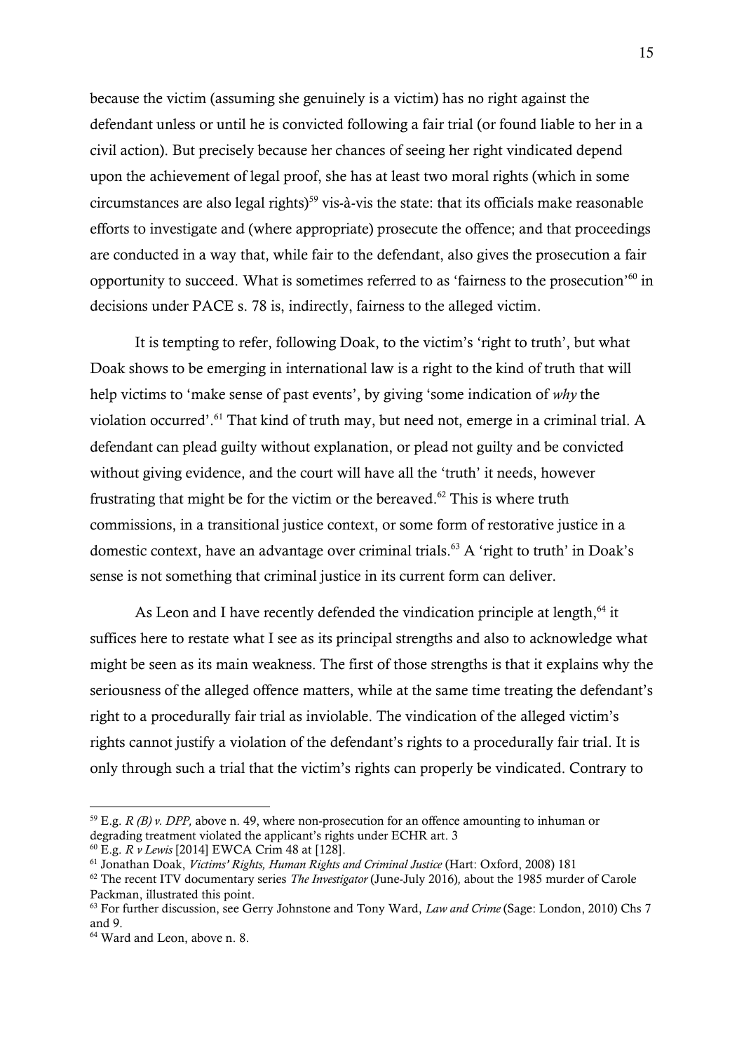because the victim (assuming she genuinely is a victim) has no right against the defendant unless or until he is convicted following a fair trial (or found liable to her in a civil action). But precisely because her chances of seeing her right vindicated depend upon the achievement of legal proof, she has at least two moral rights (which in some circumstances are also legal rights)[59] vis-à-vis the state: that its officials make reasonable efforts to investigate and (where appropriate) prosecute the offence; and that proceedings are conducted in a way that, while fair to the defendant, also gives the prosecution a fair opportunity to succeed. What is sometimes referred to as 'fairness to the prosecution'[60] in decisions under PACE s. 78 is, indirectly, fairness to the alleged victim.

It is tempting to refer, following Doak, to the victim's 'right to truth', but what Doak shows to be emerging in international law is a right to the kind of truth that will help victims to 'make sense of past events', by giving 'some indication of *why* the violation occurred'.[61] That kind of truth may, but need not, emerge in a criminal trial. A defendant can plead guilty without explanation, or plead not guilty and be convicted without giving evidence, and the court will have all the 'truth' it needs, however frustrating that might be for the victim or the bereaved.[62] This is where truth commissions, in a transitional justice context, or some form of restorative justice in a domestic context, have an advantage over criminal trials.[63] A 'right to truth' in Doak's sense is not something that criminal justice in its current form can deliver.

As Leon and I have recently defended the vindication principle at length,[64] it suffices here to restate what I see as its principal strengths and also to acknowledge what might be seen as its main weakness. The first of those strengths is that it explains why the seriousness of the alleged offence matters, while at the same time treating the defendant's right to a procedurally fair trial as inviolable. The vindication of the alleged victim's rights cannot justify a violation of the defendant's rights to a procedurally fair trial. It is only through such a trial that the victim's rights can properly be vindicated. Contrary to

---

[59] E.g. *R (B) v. DPP,* above n. 49, where non-prosecution for an offence amounting to inhuman or degrading treatment violated the applicant's rights under ECHR art. 3

[60] E.g. *R v Lewis* [2014] EWCA Crim 48 at [128].

[61] Jonathan Doak, *Victims' Rights, Human Rights and Criminal Justice* (Hart: Oxford, 2008) 181

[62] The recent ITV documentary series *The Investigator* (June-July 2016), about the 1985 murder of Carole Packman, illustrated this point.

[63] For further discussion, see Gerry Johnstone and Tony Ward, *Law and Crime* (Sage: London, 2010) Chs 7 and 9.

[64] Ward and Leon, above n. 8.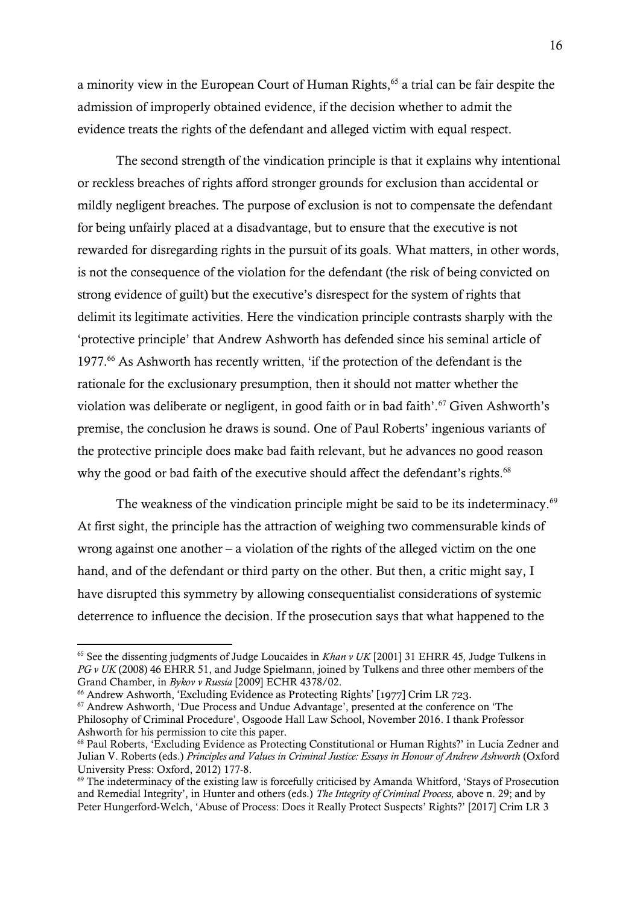a minority view in the European Court of Human Rights,[65] a trial can be fair despite the admission of improperly obtained evidence, if the decision whether to admit the evidence treats the rights of the defendant and alleged victim with equal respect.

The second strength of the vindication principle is that it explains why intentional or reckless breaches of rights afford stronger grounds for exclusion than accidental or mildly negligent breaches. The purpose of exclusion is not to compensate the defendant for being unfairly placed at a disadvantage, but to ensure that the executive is not rewarded for disregarding rights in the pursuit of its goals. What matters, in other words, is not the consequence of the violation for the defendant (the risk of being convicted on strong evidence of guilt) but the executive's disrespect for the system of rights that delimit its legitimate activities. Here the vindication principle contrasts sharply with the 'protective principle' that Andrew Ashworth has defended since his seminal article of 1977.[66] As Ashworth has recently written, 'if the protection of the defendant is the rationale for the exclusionary presumption, then it should not matter whether the violation was deliberate or negligent, in good faith or in bad faith'.[67] Given Ashworth's premise, the conclusion he draws is sound. One of Paul Roberts' ingenious variants of the protective principle does make bad faith relevant, but he advances no good reason why the good or bad faith of the executive should affect the defendant's rights.[68]

The weakness of the vindication principle might be said to be its indeterminacy.[69] At first sight, the principle has the attraction of weighing two commensurable kinds of wrong against one another – a violation of the rights of the alleged victim on the one hand, and of the defendant or third party on the other. But then, a critic might say, I have disrupted this symmetry by allowing consequentialist considerations of systemic deterrence to influence the decision. If the prosecution says that what happened to the

---

[65] See the dissenting judgments of Judge Loucaides in *Khan v UK* [2001] 31 EHRR 45, Judge Tulkens in *PG v UK* (2008) 46 EHRR 51, and Judge Spielmann, joined by Tulkens and three other members of the Grand Chamber, in *Bykov v Russia* [2009] ECHR 4378/02.

[66] Andrew Ashworth, 'Excluding Evidence as Protecting Rights' [1977] Crim LR 723.

[67] Andrew Ashworth, 'Due Process and Undue Advantage', presented at the conference on 'The Philosophy of Criminal Procedure', Osgoode Hall Law School, November 2016. I thank Professor Ashworth for his permission to cite this paper.

[68] Paul Roberts, 'Excluding Evidence as Protecting Constitutional or Human Rights?' in Lucia Zedner and Julian V. Roberts (eds.) *Principles and Values in Criminal Justice: Essays in Honour of Andrew Ashworth* (Oxford University Press: Oxford, 2012) 177-8.

[69] The indeterminacy of the existing law is forcefully criticised by Amanda Whitford, 'Stays of Prosecution and Remedial Integrity', in Hunter and others (eds.) *The Integrity of Criminal Process,* above n. 29; and by Peter Hungerford-Welch, 'Abuse of Process: Does it Really Protect Suspects' Rights?' [2017] Crim LR 3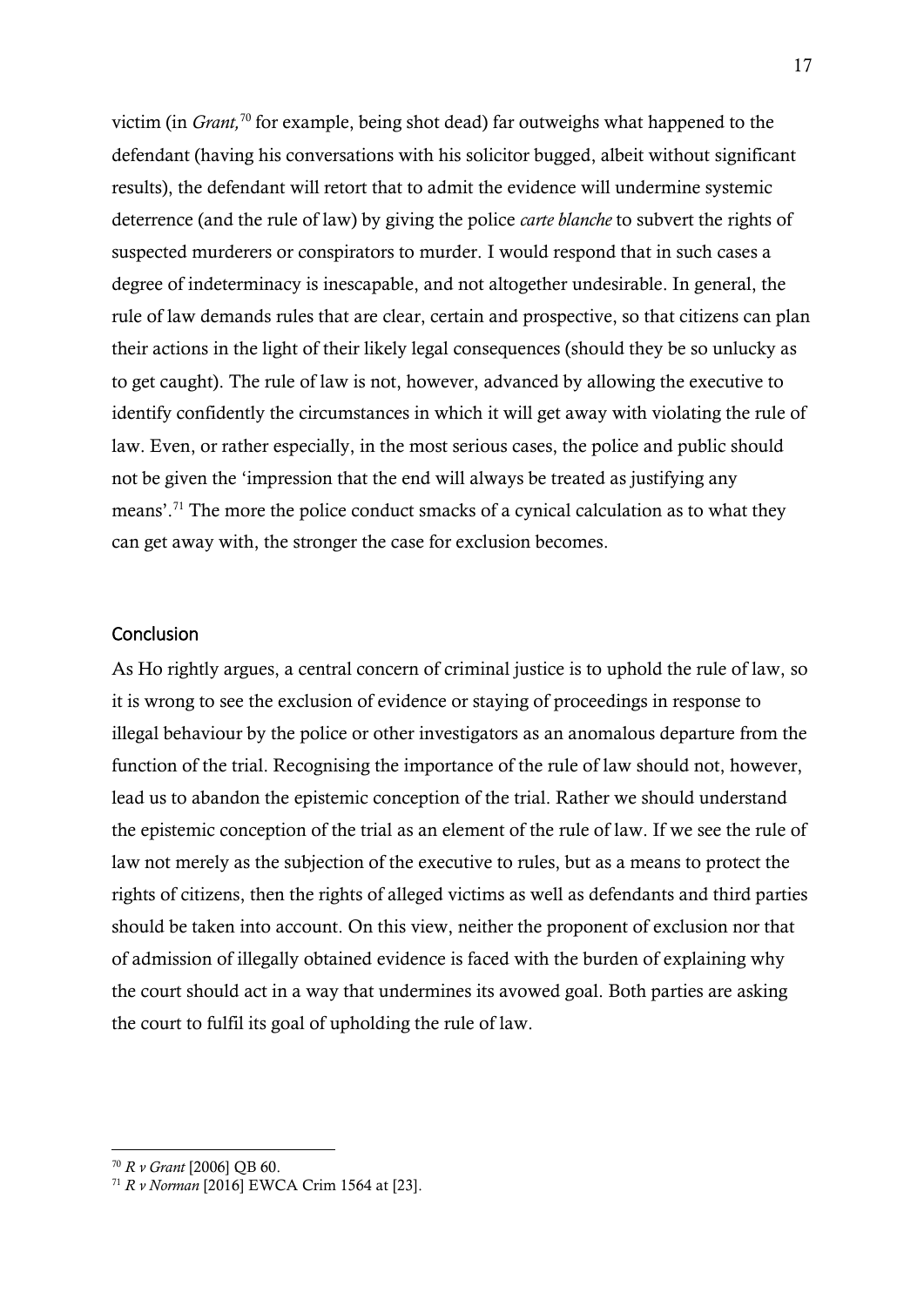victim (in *Grant,*[70] for example, being shot dead) far outweighs what happened to the defendant (having his conversations with his solicitor bugged, albeit without significant results), the defendant will retort that to admit the evidence will undermine systemic deterrence (and the rule of law) by giving the police *carte blanche* to subvert the rights of suspected murderers or conspirators to murder. I would respond that in such cases a degree of indeterminacy is inescapable, and not altogether undesirable. In general, the rule of law demands rules that are clear, certain and prospective, so that citizens can plan their actions in the light of their likely legal consequences (should they be so unlucky as to get caught). The rule of law is not, however, advanced by allowing the executive to identify confidently the circumstances in which it will get away with violating the rule of law. Even, or rather especially, in the most serious cases, the police and public should not be given the 'impression that the end will always be treated as justifying any means'.[71] The more the police conduct smacks of a cynical calculation as to what they can get away with, the stronger the case for exclusion becomes.

## Conclusion

As Ho rightly argues, a central concern of criminal justice is to uphold the rule of law, so it is wrong to see the exclusion of evidence or staying of proceedings in response to illegal behaviour by the police or other investigators as an anomalous departure from the function of the trial. Recognising the importance of the rule of law should not, however, lead us to abandon the epistemic conception of the trial. Rather we should understand the epistemic conception of the trial as an element of the rule of law. If we see the rule of law not merely as the subjection of the executive to rules, but as a means to protect the rights of citizens, then the rights of alleged victims as well as defendants and third parties should be taken into account. On this view, neither the proponent of exclusion nor that of admission of illegally obtained evidence is faced with the burden of explaining why the court should act in a way that undermines its avowed goal. Both parties are asking the court to fulfil its goal of upholding the rule of law.

---

[70] *R v Grant* [2006] QB 60.

[71] *R v Norman* [2016] EWCA Crim 1564 at [23].